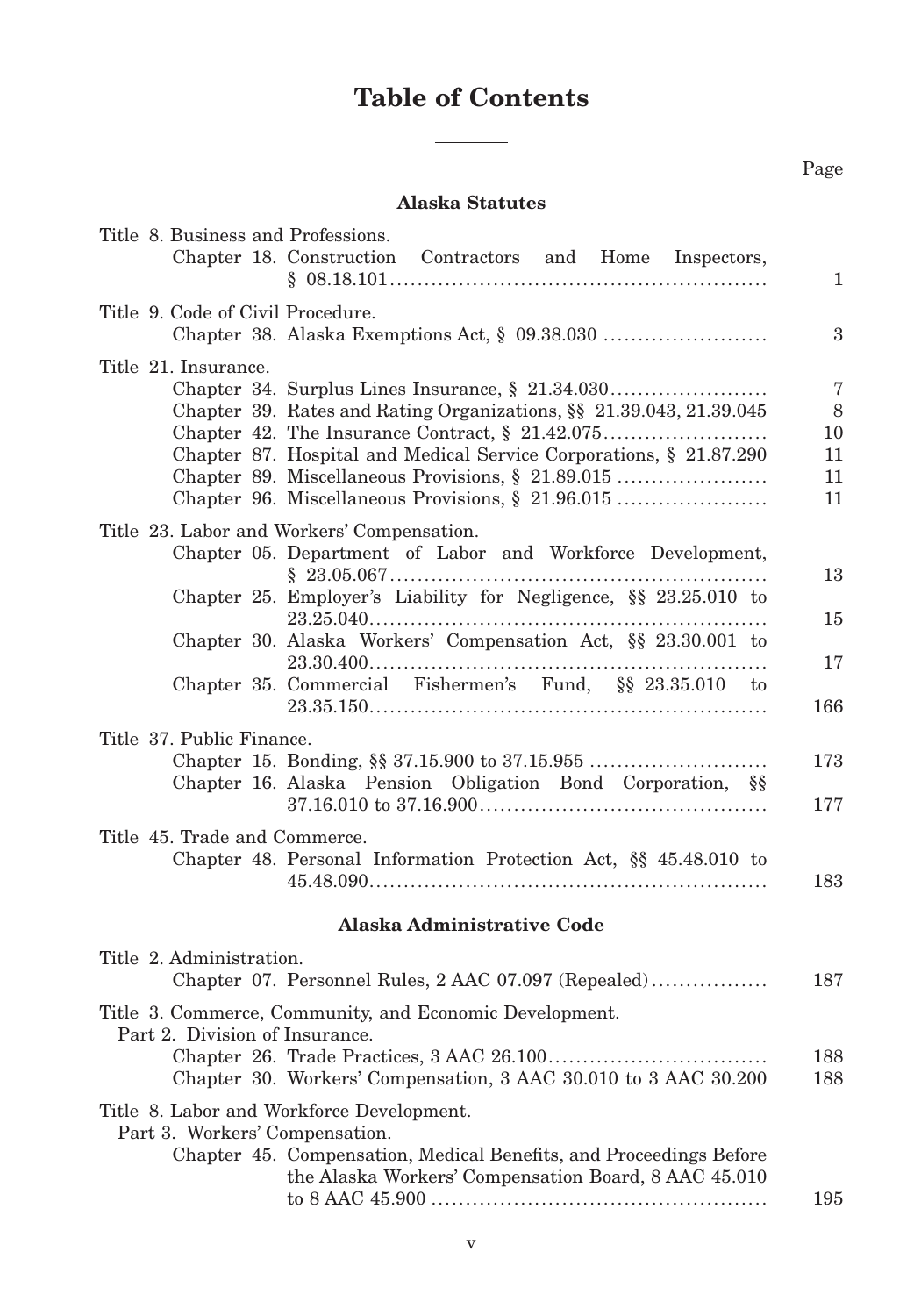# Table of Contents

| | Page |
|---|---|
| **Alaska Statutes** | |
| Title 8. Business and Professions. | |
| Chapter 18. Construction Contractors and Home Inspectors, § 08.18.101 | 1 |
| Title 9. Code of Civil Procedure. | |
| Chapter 38. Alaska Exemptions Act, § 09.38.030 | 3 |
| Title 21. Insurance. | |
| Chapter 34. Surplus Lines Insurance, § 21.34.030 | 7 |
| Chapter 39. Rates and Rating Organizations, §§ 21.39.043, 21.39.045 | 8 |
| Chapter 42. The Insurance Contract, § 21.42.075 | 10 |
| Chapter 87. Hospital and Medical Service Corporations, § 21.87.290 | 11 |
| Chapter 89. Miscellaneous Provisions, § 21.89.015 | 11 |
| Chapter 96. Miscellaneous Provisions, § 21.96.015 | 11 |
| Title 23. Labor and Workers' Compensation. | |
| Chapter 05. Department of Labor and Workforce Development, § 23.05.067 | 13 |
| Chapter 25. Employer's Liability for Negligence, §§ 23.25.010 to 23.25.040 | 15 |
| Chapter 30. Alaska Workers' Compensation Act, §§ 23.30.001 to 23.30.400 | 17 |
| Chapter 35. Commercial Fishermen's Fund, §§ 23.35.010 to 23.35.150 | 166 |
| Title 37. Public Finance. | |
| Chapter 15. Bonding, §§ 37.15.900 to 37.15.955 | 173 |
| Chapter 16. Alaska Pension Obligation Bond Corporation, §§ 37.16.010 to 37.16.900 | 177 |
| Title 45. Trade and Commerce. | |
| Chapter 48. Personal Information Protection Act, §§ 45.48.010 to 45.48.090 | 183 |
| **Alaska Administrative Code** | |
| Title 2. Administration. | |
| Chapter 07. Personnel Rules, 2 AAC 07.097 (Repealed) | 187 |
| Title 3. Commerce, Community, and Economic Development. | |
| Part 2. Division of Insurance. | |
| Chapter 26. Trade Practices, 3 AAC 26.100 | 188 |
| Chapter 30. Workers' Compensation, 3 AAC 30.010 to 3 AAC 30.200 | 188 |
| Title 8. Labor and Workforce Development. | |
| Part 3. Workers' Compensation. | |
| Chapter 45. Compensation, Medical Benefits, and Proceedings Before the Alaska Workers' Compensation Board, 8 AAC 45.010 to 8 AAC 45.900 | 195 |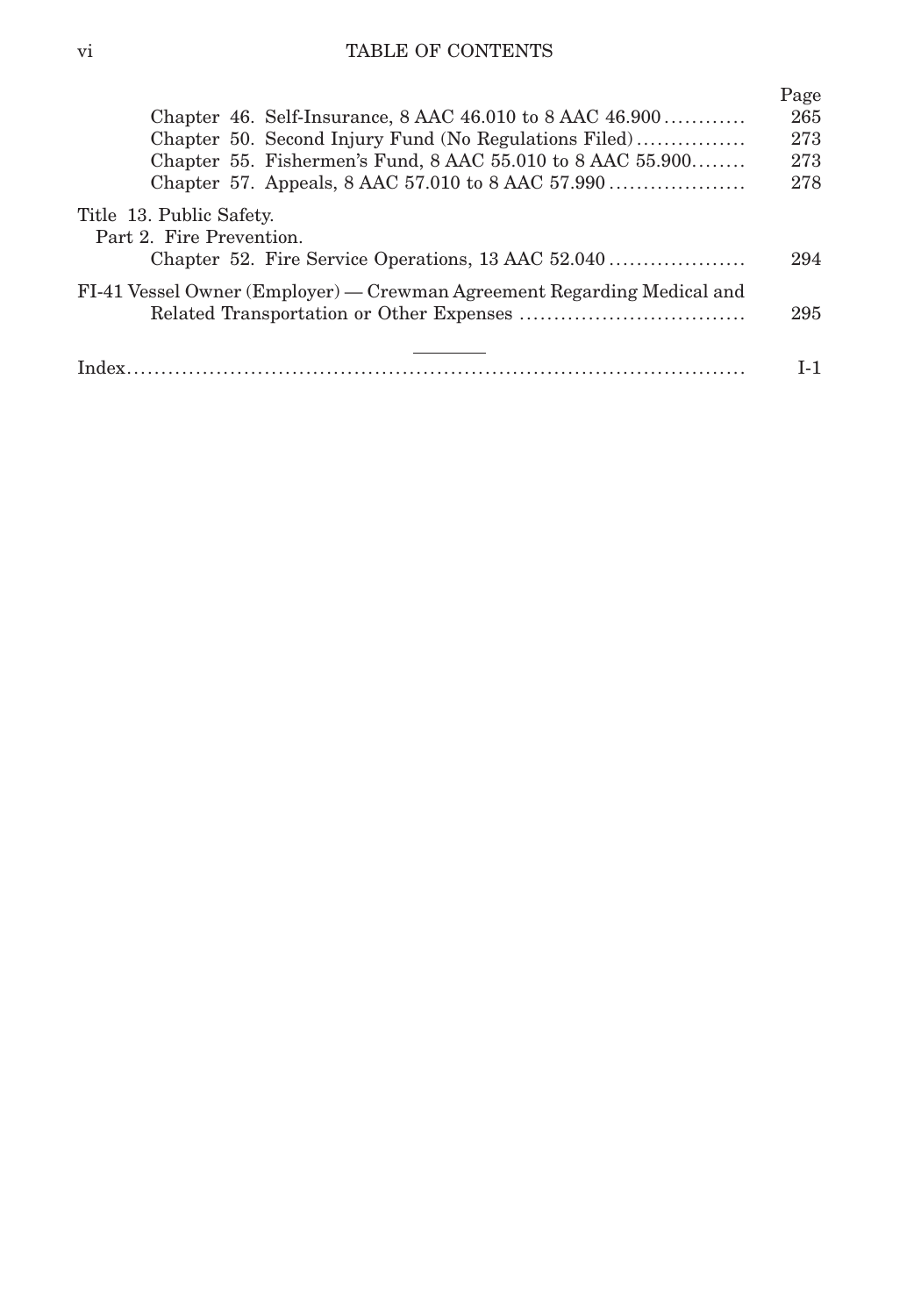| | Page |
|---|---|
| Chapter 46. Self-Insurance, 8 AAC 46.010 to 8 AAC 46.900 | 265 |
| Chapter 50. Second Injury Fund (No Regulations Filed) | 273 |
| Chapter 55. Fishermen's Fund, 8 AAC 55.010 to 8 AAC 55.900 | 273 |
| Chapter 57. Appeals, 8 AAC 57.010 to 8 AAC 57.990 | 278 |
| Title 13. Public Safety. | |
| Part 2. Fire Prevention. | |
| Chapter 52. Fire Service Operations, 13 AAC 52.040 | 294 |
| FI-41 Vessel Owner (Employer) — Crewman Agreement Regarding Medical and Related Transportation or Other Expenses | 295 |
| Index | I-1 |